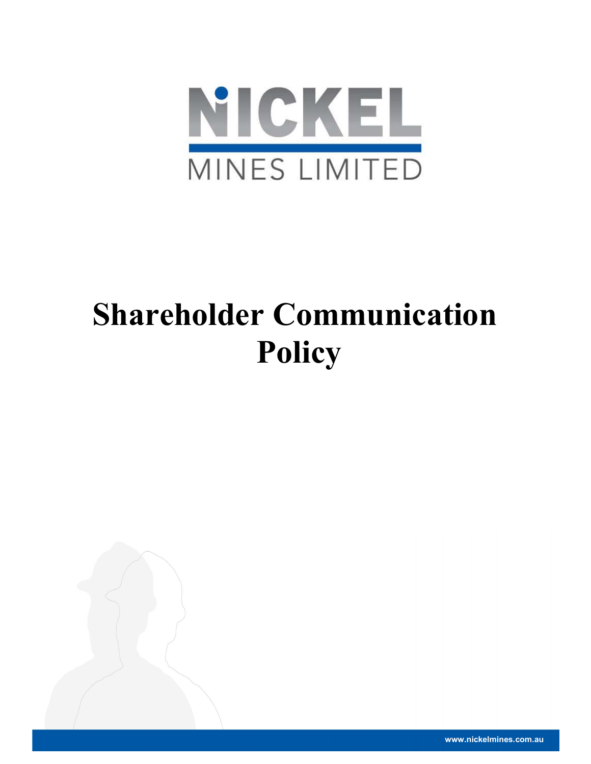NICKEL

MINES LIMITED

# Shareholder Communication Policy

www.nickelmines.com.au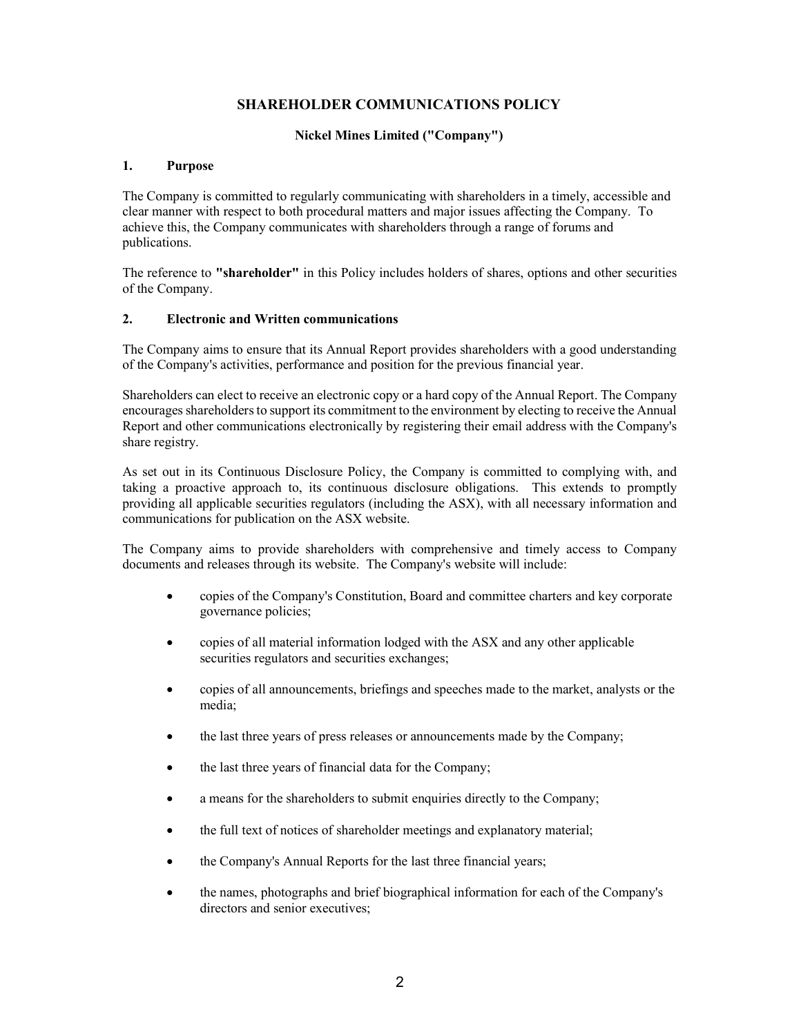# SHAREHOLDER COMMUNICATIONS POLICY

**Nickel Mines Limited ("Company")**

## 1. Purpose

The Company is committed to regularly communicating with shareholders in a timely, accessible and clear manner with respect to both procedural matters and major issues affecting the Company. To achieve this, the Company communicates with shareholders through a range of forums and publications.

The reference to **"shareholder"** in this Policy includes holders of shares, options and other securities of the Company.

## 2. Electronic and Written communications

The Company aims to ensure that its Annual Report provides shareholders with a good understanding of the Company's activities, performance and position for the previous financial year.

Shareholders can elect to receive an electronic copy or a hard copy of the Annual Report. The Company encourages shareholders to support its commitment to the environment by electing to receive the Annual Report and other communications electronically by registering their email address with the Company's share registry.

As set out in its Continuous Disclosure Policy, the Company is committed to complying with, and taking a proactive approach to, its continuous disclosure obligations. This extends to promptly providing all applicable securities regulators (including the ASX), with all necessary information and communications for publication on the ASX website.

The Company aims to provide shareholders with comprehensive and timely access to Company documents and releases through its website. The Company's website will include:

- copies of the Company's Constitution, Board and committee charters and key corporate governance policies;
- copies of all material information lodged with the ASX and any other applicable securities regulators and securities exchanges;
- copies of all announcements, briefings and speeches made to the market, analysts or the media;
- the last three years of press releases or announcements made by the Company;
- the last three years of financial data for the Company;
- a means for the shareholders to submit enquiries directly to the Company;
- the full text of notices of shareholder meetings and explanatory material;
- the Company's Annual Reports for the last three financial years;
- the names, photographs and brief biographical information for each of the Company's directors and senior executives;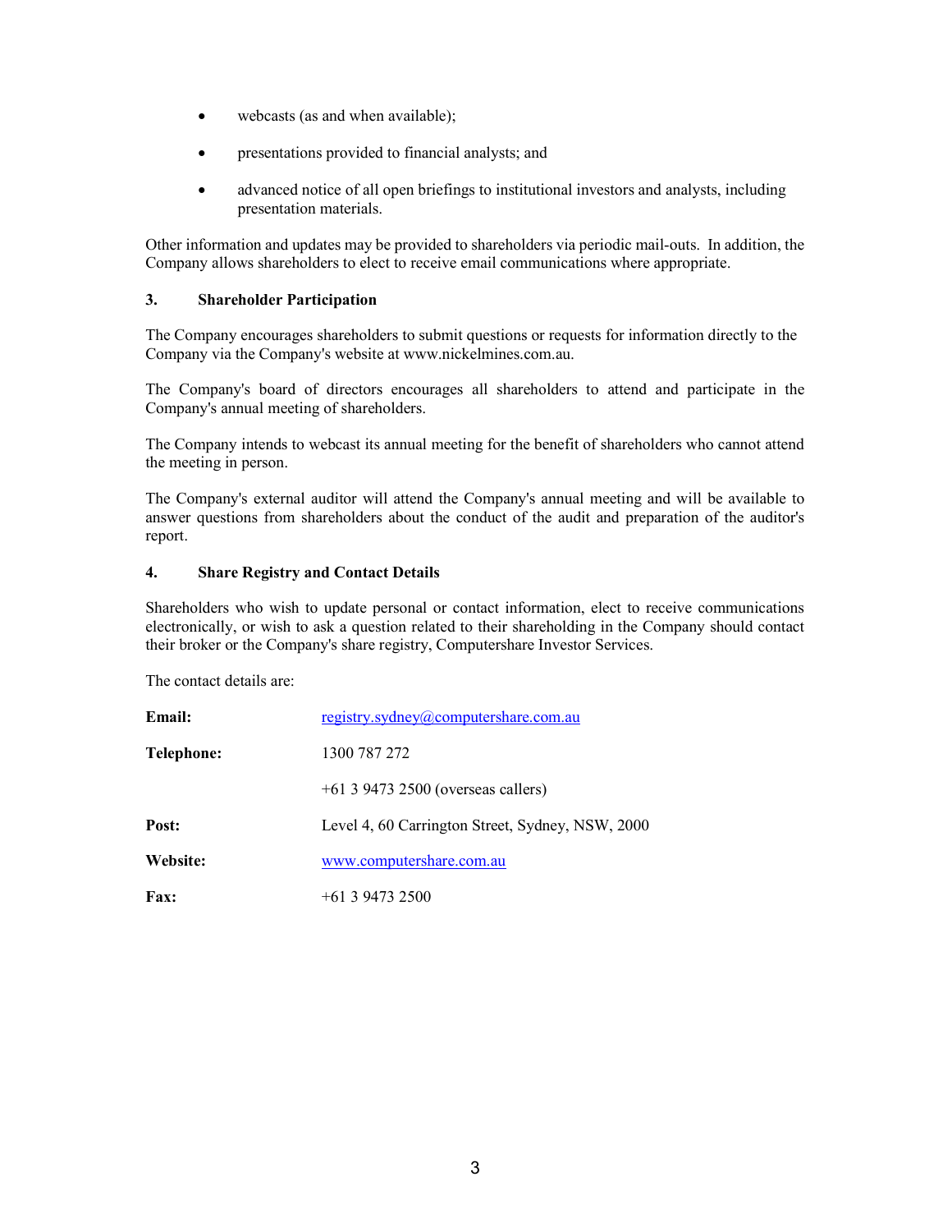- webcasts (as and when available);
- presentations provided to financial analysts; and
- advanced notice of all open briefings to institutional investors and analysts, including presentation materials.

Other information and updates may be provided to shareholders via periodic mail-outs. In addition, the Company allows shareholders to elect to receive email communications where appropriate.

### 3. Shareholder Participation

The Company encourages shareholders to submit questions or requests for information directly to the Company via the Company's website at www.nickelmines.com.au.

The Company's board of directors encourages all shareholders to attend and participate in the Company's annual meeting of shareholders.

The Company intends to webcast its annual meeting for the benefit of shareholders who cannot attend the meeting in person.

The Company's external auditor will attend the Company's annual meeting and will be available to answer questions from shareholders about the conduct of the audit and preparation of the auditor's report.

### 4. Share Registry and Contact Details

Shareholders who wish to update personal or contact information, elect to receive communications electronically, or wish to ask a question related to their shareholding in the Company should contact their broker or the Company's share registry, Computershare Investor Services.

The contact details are:

| | |
|---|---|
| **Email:** | registry.sydney@computershare.com.au |
| **Telephone:** | 1300 787 272 |
| | +61 3 9473 2500 (overseas callers) |
| **Post:** | Level 4, 60 Carrington Street, Sydney, NSW, 2000 |
| **Website:** | www.computershare.com.au |
| **Fax:** | +61 3 9473 2500 |